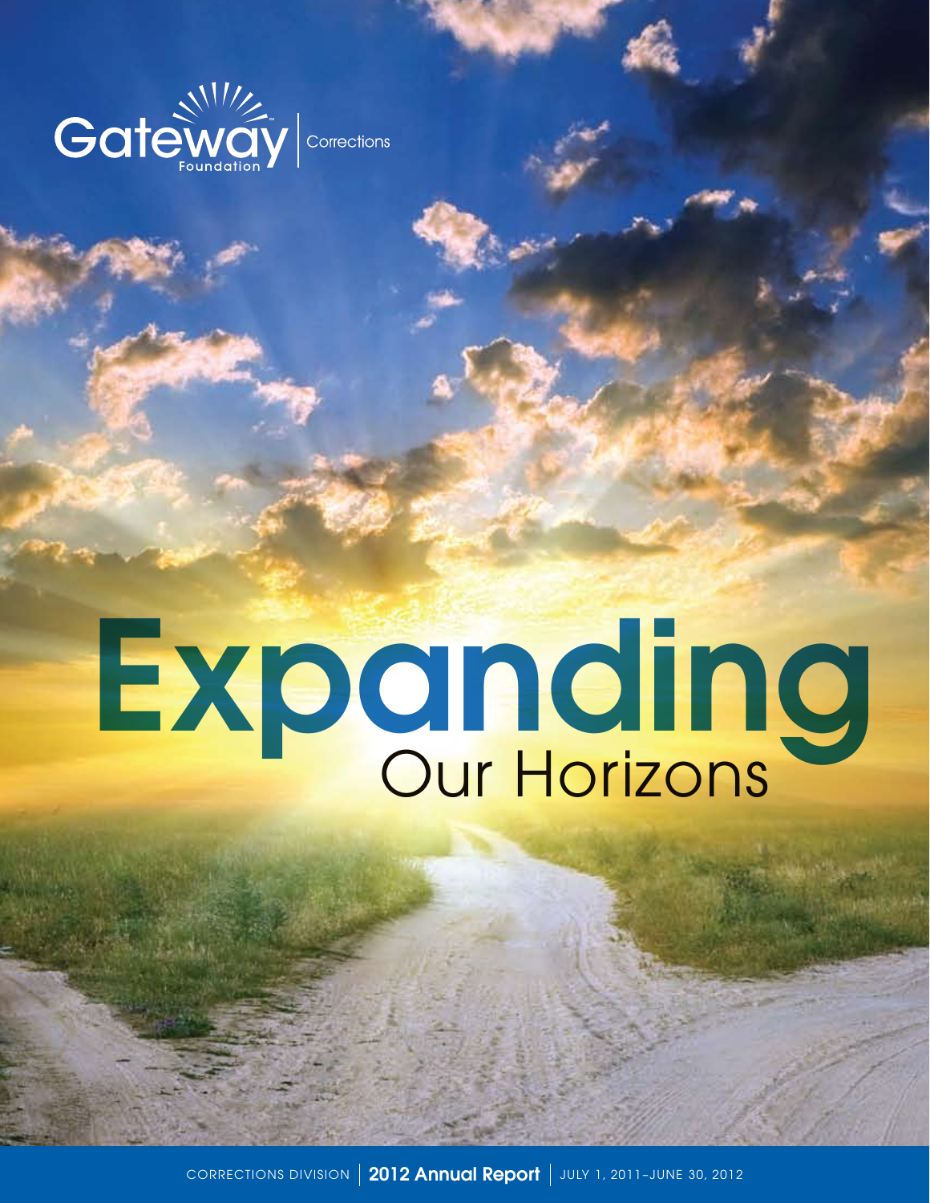Gateway Foundation | Corrections

# Expanding Our Horizons

CORRECTIONS DIVISION | **2012 Annual Report** | JULY 1, 2011–JUNE 30, 2012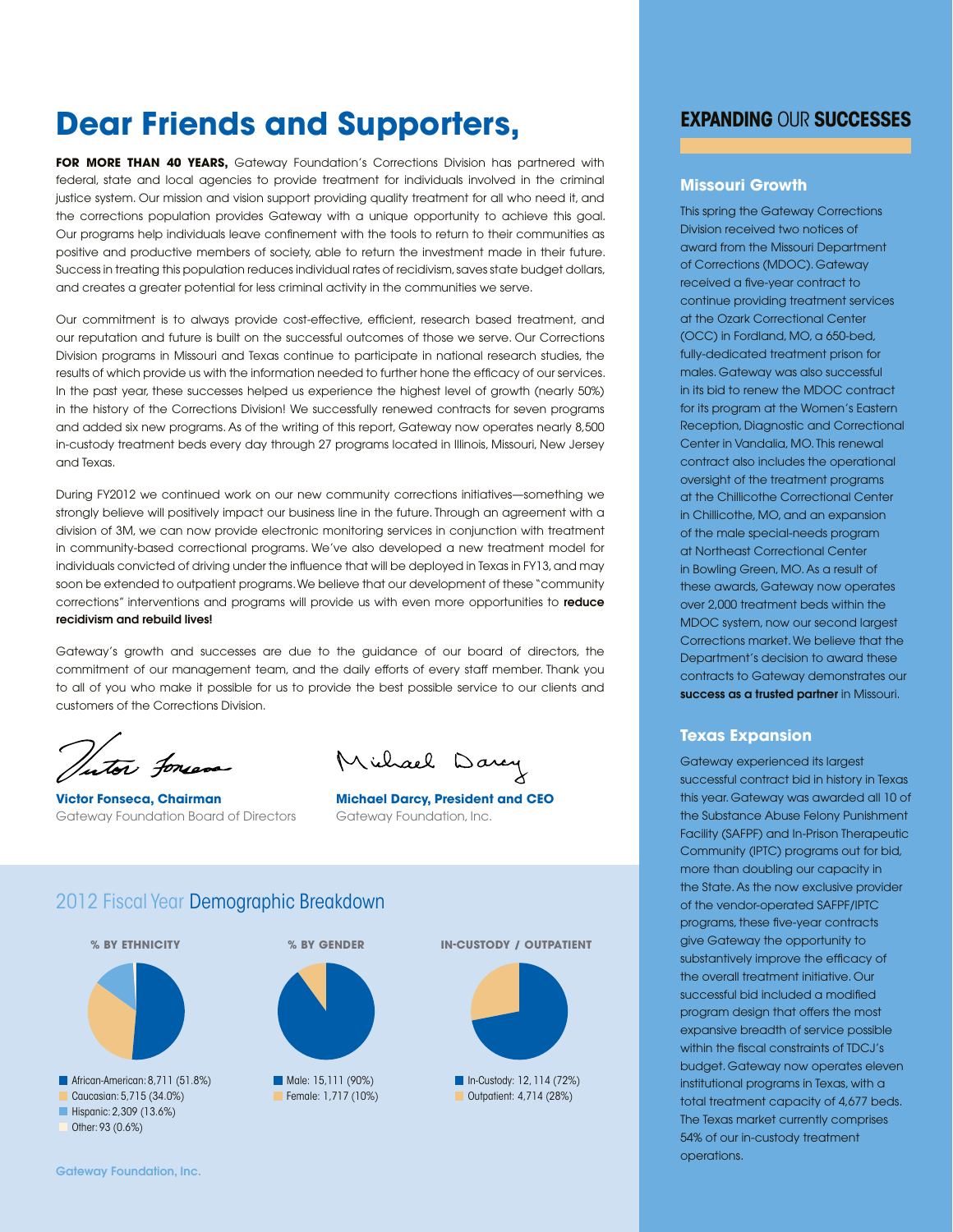# Dear Friends and Supporters,

**FOR MORE THAN 40 YEARS,** Gateway Foundation's Corrections Division has partnered with federal, state and local agencies to provide treatment for individuals involved in the criminal justice system. Our mission and vision support providing quality treatment for all who need it, and the corrections population provides Gateway with a unique opportunity to achieve this goal. Our programs help individuals leave confinement with the tools to return to their communities as positive and productive members of society, able to return the investment made in their future. Success in treating this population reduces individual rates of recidivism, saves state budget dollars, and creates a greater potential for less criminal activity in the communities we serve.

Our commitment is to always provide cost-effective, efficient, research based treatment, and our reputation and future is built on the successful outcomes of those we serve. Our Corrections Division programs in Missouri and Texas continue to participate in national research studies, the results of which provide us with the information needed to further hone the efficacy of our services. In the past year, these successes helped us experience the highest level of growth (nearly 50%) in the history of the Corrections Division! We successfully renewed contracts for seven programs and added six new programs. As of the writing of this report, Gateway now operates nearly 8,500 in-custody treatment beds every day through 27 programs located in Illinois, Missouri, New Jersey and Texas.

During FY2012 we continued work on our new community corrections initiatives—something we strongly believe will positively impact our business line in the future. Through an agreement with a division of 3M, we can now provide electronic monitoring services in conjunction with treatment in community-based correctional programs. We've also developed a new treatment model for individuals convicted of driving under the influence that will be deployed in Texas in FY13, and may soon be extended to outpatient programs. We believe that our development of these "community corrections" interventions and programs will provide us with even more opportunities to **reduce recidivism and rebuild lives!**

Gateway's growth and successes are due to the guidance of our board of directors, the commitment of our management team, and the daily efforts of every staff member. Thank you to all of you who make it possible for us to provide the best possible service to our clients and customers of the Corrections Division.

**Victor Fonseca, Chairman**
Gateway Foundation Board of Directors

**Michael Darcy, President and CEO**
Gateway Foundation, Inc.

## 2012 Fiscal Year Demographic Breakdown

**% BY ETHNICITY**

- African-American: 8,711 (51.8%)
- Caucasian: 5,715 (34.0%)
- Hispanic: 2,309 (13.6%)
- Other: 93 (0.6%)

**% BY GENDER**

- Male: 15,111 (90%)
- Female: 1,717 (10%)

**IN-CUSTODY / OUTPATIENT**

- In-Custody: 12,114 (72%)
- Outpatient: 4,714 (28%)

## EXPANDING OUR SUCCESSES

### Missouri Growth

This spring the Gateway Corrections Division received two notices of award from the Missouri Department of Corrections (MDOC). Gateway received a five-year contract to continue providing treatment services at the Ozark Correctional Center (OCC) in Fordland, MO, a 650-bed, fully-dedicated treatment prison for males. Gateway was also successful in its bid to renew the MDOC contract for its program at the Women's Eastern Reception, Diagnostic and Correctional Center in Vandalia, MO. This renewal contract also includes the operational oversight of the treatment programs at the Chillicothe Correctional Center in Chillicothe, MO, and an expansion of the male special-needs program at Northeast Correctional Center in Bowling Green, MO. As a result of these awards, Gateway now operates over 2,000 treatment beds within the MDOC system, now our second largest Corrections market. We believe that the Department's decision to award these contracts to Gateway demonstrates our **success as a trusted partner** in Missouri.

### Texas Expansion

Gateway experienced its largest successful contract bid in history in Texas this year. Gateway was awarded all 10 of the Substance Abuse Felony Punishment Facility (SAFPF) and In-Prison Therapeutic Community (IPTC) programs out for bid, more than doubling our capacity in the State. As the now exclusive provider of the vendor-operated SAFPF/IPTC programs, these five-year contracts give Gateway the opportunity to substantively improve the efficacy of the overall treatment initiative. Our successful bid included a modified program design that offers the most expansive breadth of service possible within the fiscal constraints of TDCJ's budget. Gateway now operates eleven institutional programs in Texas, with a total treatment capacity of 4,677 beds. The Texas market currently comprises 54% of our in-custody treatment operations.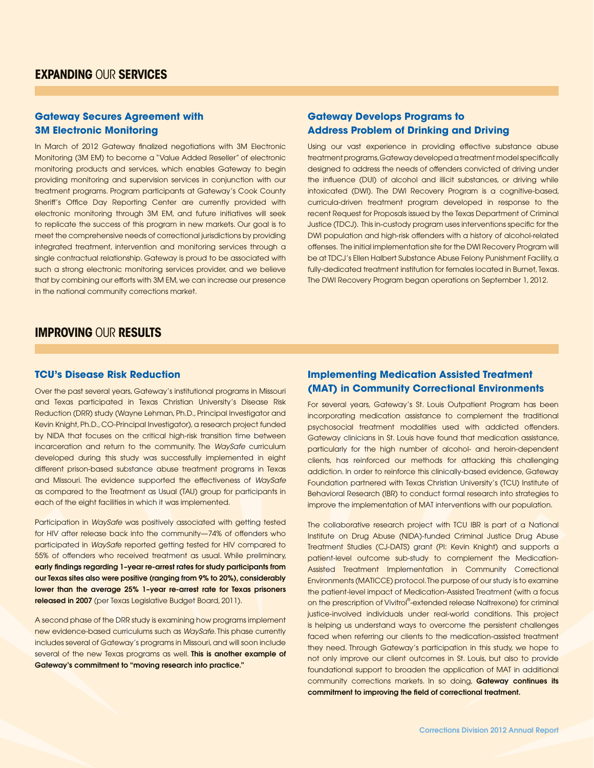## EXPANDING OUR SERVICES

### Gateway Secures Agreement with 3M Electronic Monitoring

In March of 2012 Gateway finalized negotiations with 3M Electronic Monitoring (3M EM) to become a "Value Added Reseller" of electronic monitoring products and services, which enables Gateway to begin providing monitoring and supervision services in conjunction with our treatment programs. Program participants at Gateway's Cook County Sheriff's Office Day Reporting Center are currently provided with electronic monitoring through 3M EM, and future initiatives will seek to replicate the success of this program in new markets. Our goal is to meet the comprehensive needs of correctional jurisdictions by providing integrated treatment, intervention and monitoring services through a single contractual relationship. Gateway is proud to be associated with such a strong electronic monitoring services provider, and we believe that by combining our efforts with 3M EM, we can increase our presence in the national community corrections market.

### Gateway Develops Programs to Address Problem of Drinking and Driving

Using our vast experience in providing effective substance abuse treatment programs, Gateway developed a treatment model specifically designed to address the needs of offenders convicted of driving under the influence (DUI) of alcohol and illicit substances, or driving while intoxicated (DWI). The DWI Recovery Program is a cognitive-based, curricula-driven treatment program developed in response to the recent Request for Proposals issued by the Texas Department of Criminal Justice (TDCJ). This in-custody program uses interventions specific for the DWI population and high-risk offenders with a history of alcohol-related offenses. The initial implementation site for the DWI Recovery Program will be at TDCJ's Ellen Halbert Substance Abuse Felony Punishment Facility, a fully-dedicated treatment institution for females located in Burnet, Texas. The DWI Recovery Program began operations on September 1, 2012.

## IMPROVING OUR RESULTS

### TCU's Disease Risk Reduction

Over the past several years, Gateway's institutional programs in Missouri and Texas participated in Texas Christian University's Disease Risk Reduction (DRR) study (Wayne Lehman, Ph.D., Principal Investigator and Kevin Knight, Ph.D., CO-Principal Investigator), a research project funded by NIDA that focuses on the critical high-risk transition time between incarceration and return to the community. The *WaySafe* curriculum developed during this study was successfully implemented in eight different prison-based substance abuse treatment programs in Texas and Missouri. The evidence supported the effectiveness of *WaySafe* as compared to the Treatment as Usual (TAU) group for participants in each of the eight facilities in which it was implemented.

Participation in *WaySafe* was positively associated with getting tested for HIV after release back into the community—74% of offenders who participated in *WaySafe* reported getting tested for HIV compared to 55% of offenders who received treatment as usual. While preliminary, **early findings regarding 1–year re-arrest rates for study participants from our Texas sites also were positive (ranging from 9% to 20%), considerably lower than the average 25% 1–year re-arrest rate for Texas prisoners released in 2007** (per Texas Legislative Budget Board, 2011).

A second phase of the DRR study is examining how programs implement new evidence-based curriculums such as *WaySafe*. This phase currently includes several of Gateway's programs in Missouri, and will soon include several of the new Texas programs as well. **This is another example of Gateway's commitment to "moving research into practice."**

### Implementing Medication Assisted Treatment (MAT) in Community Correctional Environments

For several years, Gateway's St. Louis Outpatient Program has been incorporating medication assistance to complement the traditional psychosocial treatment modalities used with addicted offenders. Gateway clinicians in St. Louis have found that medication assistance, particularly for the high number of alcohol- and heroin-dependent clients, has reinforced our methods for attacking this challenging addiction. In order to reinforce this clinically-based evidence, Gateway Foundation partnered with Texas Christian University's (TCU) Institute of Behavioral Research (IBR) to conduct formal research into strategies to improve the implementation of MAT interventions with our population.

The collaborative research project with TCU IBR is part of a National Institute on Drug Abuse (NIDA)-funded Criminal Justice Drug Abuse Treatment Studies (CJ-DATS) grant (PI: Kevin Knight) and supports a patient-level outcome sub-study to complement the Medication-Assisted Treatment Implementation in Community Correctional Environments (MATICCE) protocol. The purpose of our study is to examine the patient-level impact of Medication-Assisted Treatment (with a focus on the prescription of Vivitrol®-extended release Naltrexone) for criminal justice-involved individuals under real-world conditions. This project is helping us understand ways to overcome the persistent challenges faced when referring our clients to the medication-assisted treatment they need. Through Gateway's participation in this study, we hope to not only improve our client outcomes in St. Louis, but also to provide foundational support to broaden the application of MAT in additional community corrections markets. In so doing, **Gateway continues its commitment to improving the field of correctional treatment.**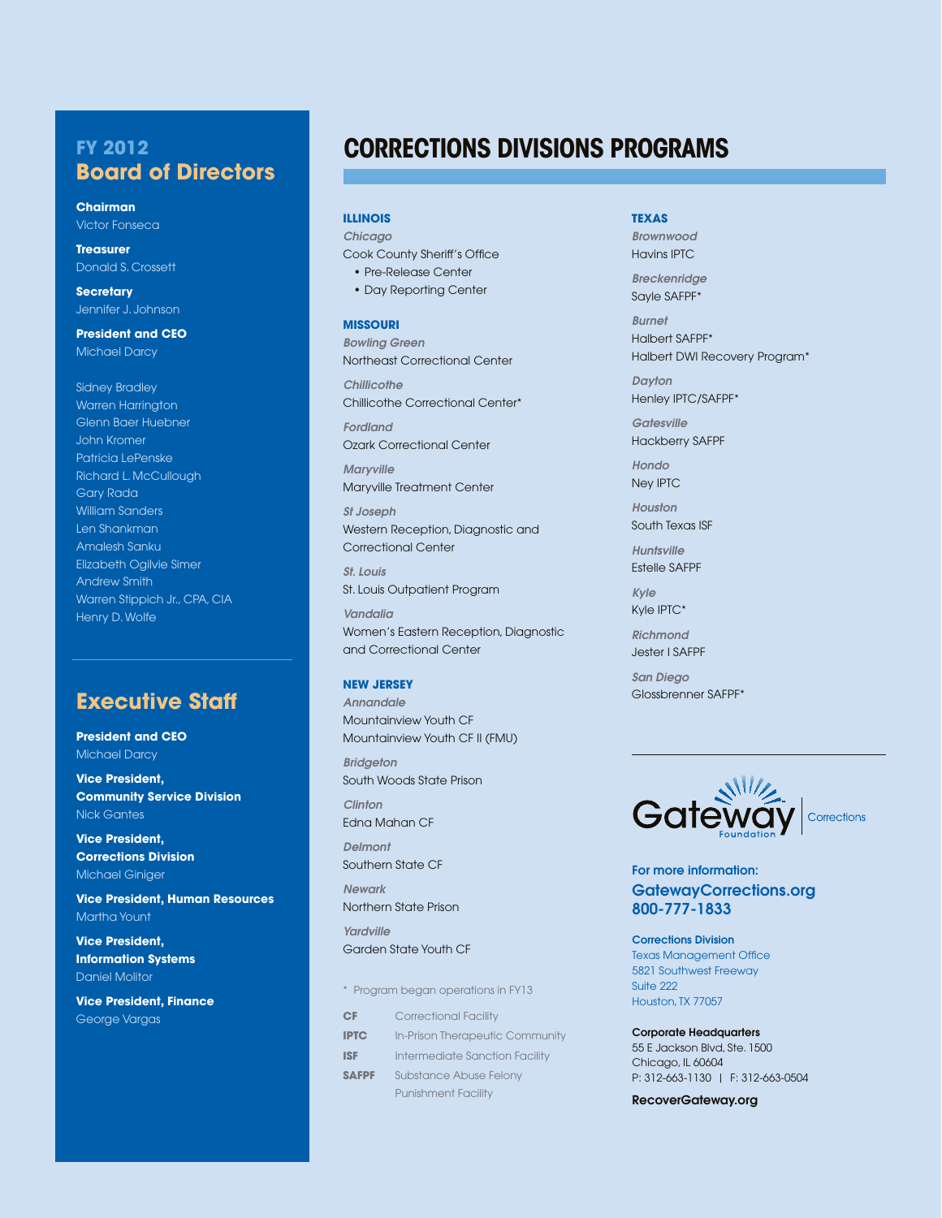## FY 2012 Board of Directors

**Chairman**
Victor Fonseca

**Treasurer**
Donald S. Crossett

**Secretary**
Jennifer J. Johnson

**President and CEO**
Michael Darcy

Sidney Bradley
Warren Harrington
Glenn Baer Huebner
John Kromer
Patricia LePenske
Richard L. McCullough
Gary Rada
William Sanders
Len Shankman
Amalesh Sanku
Elizabeth Ogilvie Simer
Andrew Smith
Warren Stippich Jr., CPA, CIA
Henry D. Wolfe

## Executive Staff

**President and CEO**
Michael Darcy

**Vice President, Community Service Division**
Nick Gantes

**Vice President, Corrections Division**
Michael Giniger

**Vice President, Human Resources**
Martha Yount

**Vice President, Information Systems**
Daniel Molitor

**Vice President, Finance**
George Vargas

# CORRECTIONS DIVISIONS PROGRAMS

### ILLINOIS

*Chicago*
Cook County Sheriff's Office
- Pre-Release Center
- Day Reporting Center

### MISSOURI

*Bowling Green*
Northeast Correctional Center

*Chillicothe*
Chillicothe Correctional Center*

*Fordland*
Ozark Correctional Center

*Maryville*
Maryville Treatment Center

*St Joseph*
Western Reception, Diagnostic and Correctional Center

*St. Louis*
St. Louis Outpatient Program

*Vandalia*
Women's Eastern Reception, Diagnostic and Correctional Center

### NEW JERSEY

*Annandale*
Mountainview Youth CF
Mountainview Youth CF II (FMU)

*Bridgeton*
South Woods State Prison

*Clinton*
Edna Mahan CF

*Delmont*
Southern State CF

*Newark*
Northern State Prison

*Yardville*
Garden State Youth CF

### TEXAS

*Brownwood*
Havins IPTC

*Breckenridge*
Sayle SAFPF*

*Burnet*
Halbert SAFPF*
Halbert DWI Recovery Program*

*Dayton*
Henley IPTC/SAFPF*

*Gatesville*
Hackberry SAFPF

*Hondo*
Ney IPTC

*Houston*
South Texas ISF

*Huntsville*
Estelle SAFPF

*Kyle*
Kyle IPTC*

*Richmond*
Jester I SAFPF

*San Diego*
Glossbrenner SAFPF*

\* Program began operations in FY13

| | |
|---|---|
| **CF** | Correctional Facility |
| **IPTC** | In-Prison Therapeutic Community |
| **ISF** | Intermediate Sanction Facility |
| **SAFPF** | Substance Abuse Felony Punishment Facility |

Gateway Foundation | Corrections

**For more information:**
**GatewayCorrections.org**
**800-777-1833**

**Corrections Division**
Texas Management Office
5821 Southwest Freeway
Suite 222
Houston, TX 77057

**Corporate Headquarters**
55 E Jackson Blvd, Ste. 1500
Chicago, IL 60604
P: 312-663-1130 | F: 312-663-0504

**RecoverGateway.org**